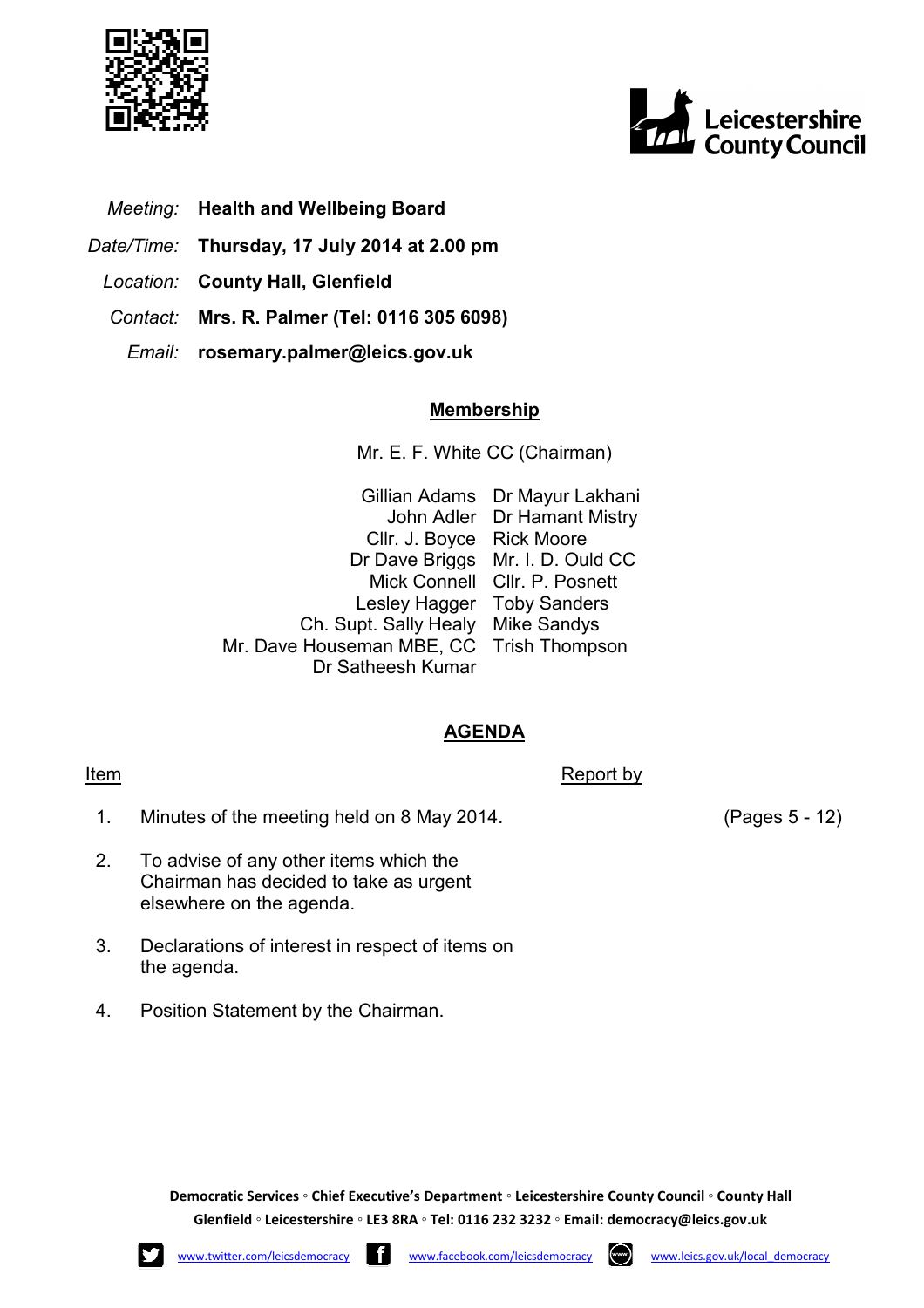Leicestershire County Council

*Meeting:* **Health and Wellbeing Board**

*Date/Time:* **Thursday, 17 July 2014 at 2.00 pm**

*Location:* **County Hall, Glenfield**

*Contact:* **Mrs. R. Palmer (Tel: 0116 305 6098)**

*Email:* **rosemary.palmer@leics.gov.uk**

## Membership

Mr. E. F. White CC (Chairman)

| | |
|---|---|
| Gillian Adams | Dr Mayur Lakhani |
| John Adler | Dr Hamant Mistry |
| Cllr. J. Boyce | Rick Moore |
| Dr Dave Briggs | Mr. I. D. Ould CC |
| Mick Connell | Cllr. P. Posnett |
| Lesley Hagger | Toby Sanders |
| Ch. Supt. Sally Healy | Mike Sandys |
| Mr. Dave Houseman MBE, CC | Trish Thompson |
| Dr Satheesh Kumar | |

## AGENDA

| Item | | Report by | |
|---|---|---|---|
| 1. | Minutes of the meeting held on 8 May 2014. | | (Pages 5 - 12) |
| 2. | To advise of any other items which the Chairman has decided to take as urgent elsewhere on the agenda. | | |
| 3. | Declarations of interest in respect of items on the agenda. | | |
| 4. | Position Statement by the Chairman. | | |

**Democratic Services ◦ Chief Executive's Department ◦ Leicestershire County Council ◦ County Hall Glenfield ◦ Leicestershire ◦ LE3 8RA ◦ Tel: 0116 232 3232 ◦ Email: democracy@leics.gov.uk**

www.twitter.com/leicsdemocracy www.facebook.com/leicsdemocracy www.leics.gov.uk/local_democracy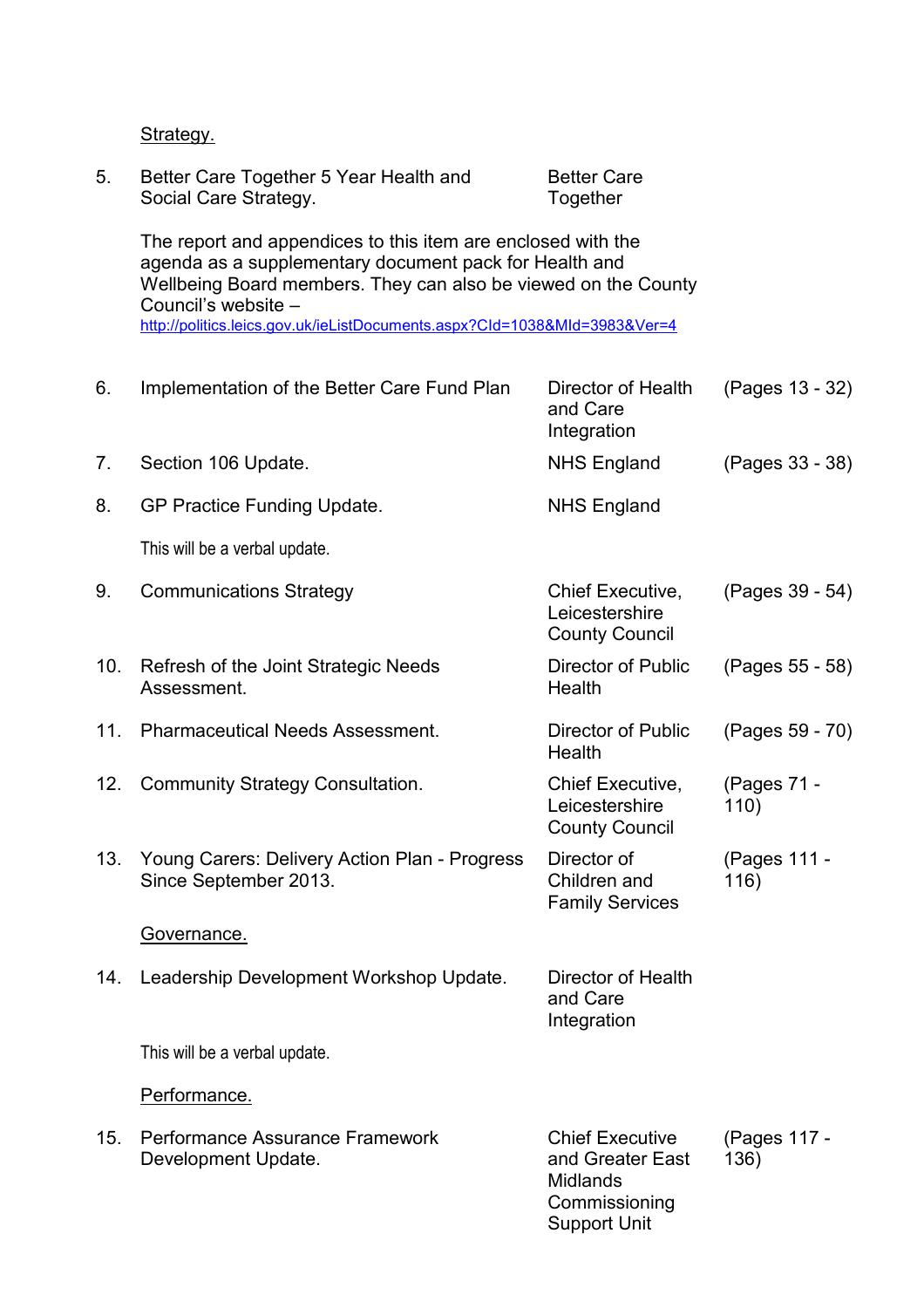Strategy.

| | | | |
|---|---|---|---|
| 5. | Better Care Together 5 Year Health and Social Care Strategy. | Better Care Together | |
| | The report and appendices to this item are enclosed with the agenda as a supplementary document pack for Health and Wellbeing Board members. They can also be viewed on the County Council's website – http://politics.leics.gov.uk/ieListDocuments.aspx?CId=1038&MId=3983&Ver=4 | | |
| 6. | Implementation of the Better Care Fund Plan | Director of Health and Care Integration | (Pages 13 - 32) |
| 7. | Section 106 Update. | NHS England | (Pages 33 - 38) |
| 8. | GP Practice Funding Update. | NHS England | |
| | This will be a verbal update. | | |
| 9. | Communications Strategy | Chief Executive, Leicestershire County Council | (Pages 39 - 54) |
| 10. | Refresh of the Joint Strategic Needs Assessment. | Director of Public Health | (Pages 55 - 58) |
| 11. | Pharmaceutical Needs Assessment. | Director of Public Health | (Pages 59 - 70) |
| 12. | Community Strategy Consultation. | Chief Executive, Leicestershire County Council | (Pages 71 - 110) |
| 13. | Young Carers: Delivery Action Plan - Progress Since September 2013. | Director of Children and Family Services | (Pages 111 - 116) |
| | Governance. | | |
| 14. | Leadership Development Workshop Update. | Director of Health and Care Integration | |
| | This will be a verbal update. | | |
| | Performance. | | |
| 15. | Performance Assurance Framework Development Update. | Chief Executive and Greater East Midlands Commissioning Support Unit | (Pages 117 - 136) |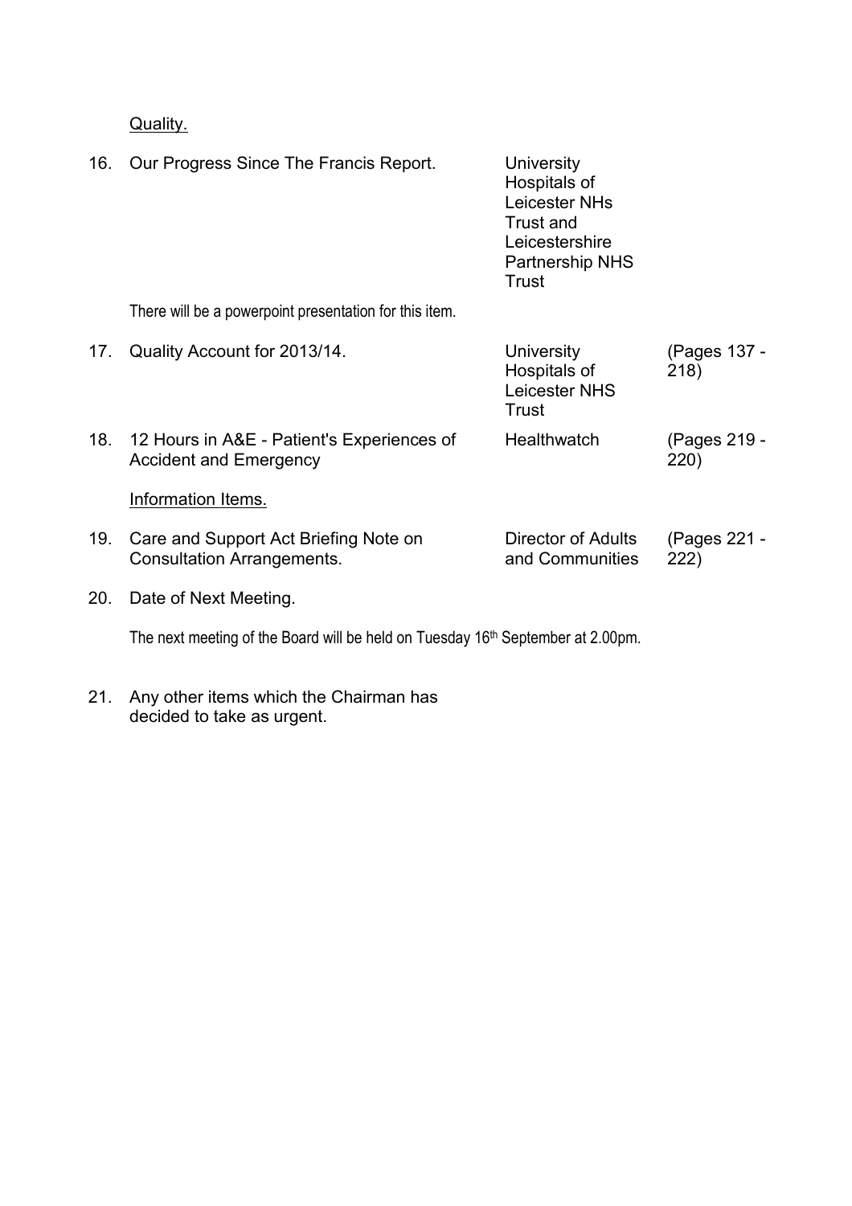Quality.

| | | | |
|---|---|---|---|
| 16. | Our Progress Since The Francis Report.<br><br>There will be a powerpoint presentation for this item. | University Hospitals of Leicester NHs Trust and Leicestershire Partnership NHS Trust | |
| 17. | Quality Account for 2013/14. | University Hospitals of Leicester NHS Trust | (Pages 137 - 218) |
| 18. | 12 Hours in A&E - Patient's Experiences of Accident and Emergency | Healthwatch | (Pages 219 - 220) |

Information Items.

| | | | |
|---|---|---|---|
| 19. | Care and Support Act Briefing Note on Consultation Arrangements. | Director of Adults and Communities | (Pages 221 - 222) |

20. Date of Next Meeting.

The next meeting of the Board will be held on Tuesday 16th September at 2.00pm.

21. Any other items which the Chairman has decided to take as urgent.